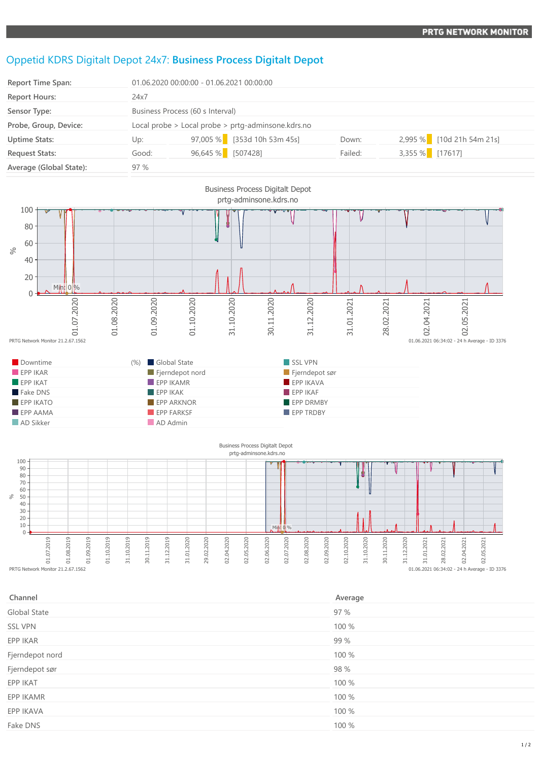# Oppetid KDRS Digitalt Depot 24x7: **Business Process Digitalt Depot**

| | | | | | |
|---|---|---|---|---|---|
| **Report Time Span:** | 01.06.2020 00:00:00 - 01.06.2021 00:00:00 | | | | |
| **Report Hours:** | 24x7 | | | | |
| **Sensor Type:** | Business Process (60 s Interval) | | | | |
| **Probe, Group, Device:** | Local probe > Local probe > prtg-adminsone.kdrs.no | | | | |
| **Uptime Stats:** | Up: | 97,005 % | [353d 10h 53m 45s] | Down: | 2,995 % [10d 21h 54m 21s] |
| **Request Stats:** | Good: | 96,645 % | [507428] | Failed: | 3,355 % [17617] |
| **Average (Global State):** | 97 % | | | | |

Business Process Digitalt Depot
prtg-adminsone.kdrs.no

PRTG Network Monitor 21.2.67.1562 — 01.06.2021 06:34:02 - 24 h Average - ID 3376

| | (%) | | |
|---|---|---|---|
| Downtime | | Global State | SSL VPN |
| EPP IKAR | | Fjerndepot nord | Fjerndepot sør |
| EPP IKAT | | EPP IKAMR | EPP IKAVA |
| Fake DNS | | EPP IKAK | EPP IKAF |
| EPP IKATO | | EPP ARKNOR | EPP DRMBY |
| EPP AAMA | | EPP FARKSF | EPP TRDBY |
| AD Sikker | | AD Admin | |

Business Process Digitalt Depot
prtg-adminsone.kdrs.no

PRTG Network Monitor 21.2.67.1562 — 01.06.2021 06:34:02 - 24 h Average - ID 3376

| Channel | Average |
|---|---|
| Global State | 97 % |
| SSL VPN | 100 % |
| EPP IKAR | 99 % |
| Fjerndepot nord | 100 % |
| Fjerndepot sør | 98 % |
| EPP IKAT | 100 % |
| EPP IKAMR | 100 % |
| EPP IKAVA | 100 % |
| Fake DNS | 100 % |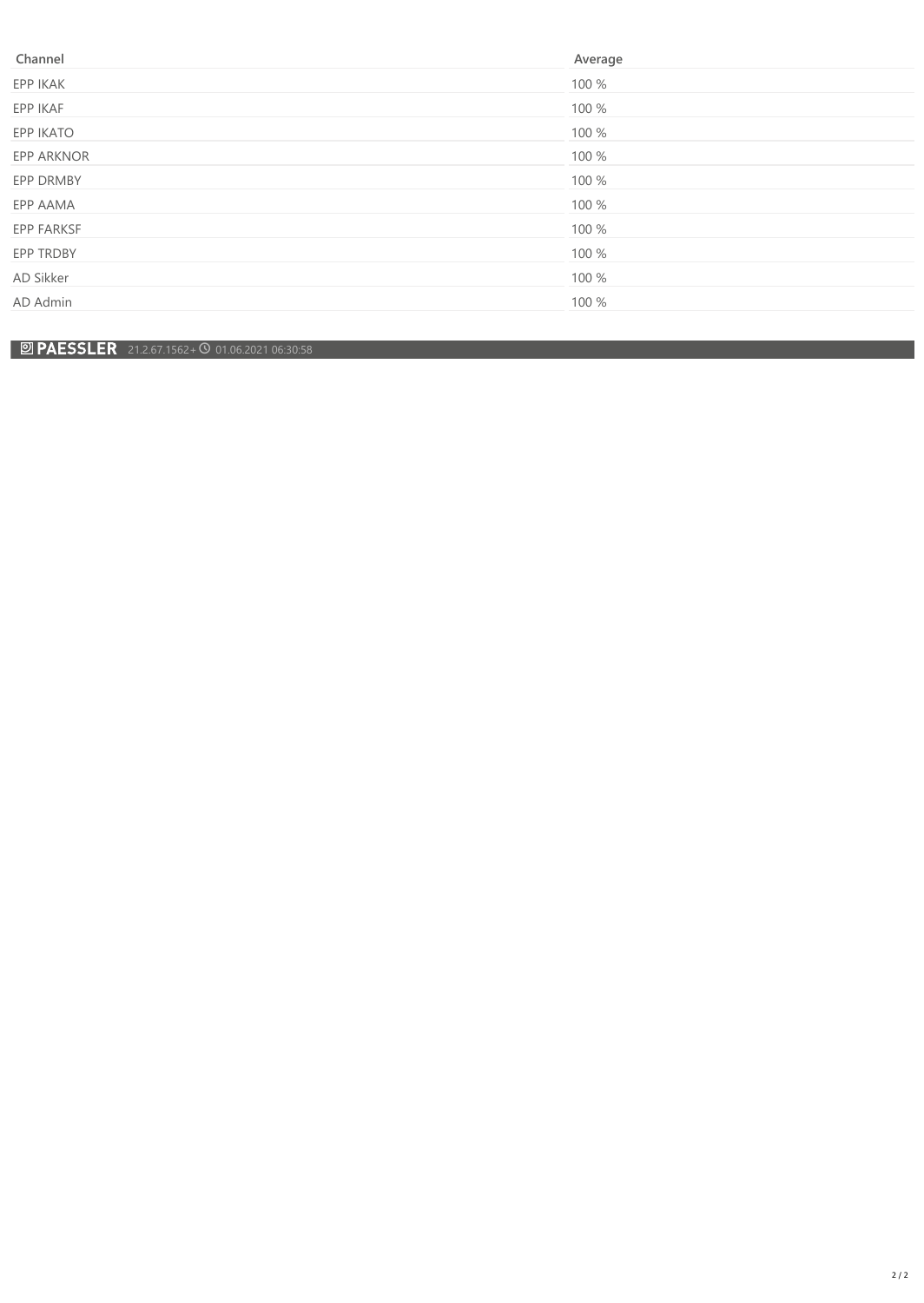| Channel | Average |
| --- | --- |
| EPP IKAK | 100 % |
| EPP IKAF | 100 % |
| EPP IKATO | 100 % |
| EPP ARKNOR | 100 % |
| EPP DRMBY | 100 % |
| EPP AAMA | 100 % |
| EPP FARKSF | 100 % |
| EPP TRDBY | 100 % |
| AD Sikker | 100 % |
| AD Admin | 100 % |

PAESSLER 21.2.67.1562+ 01.06.2021 06:30:58